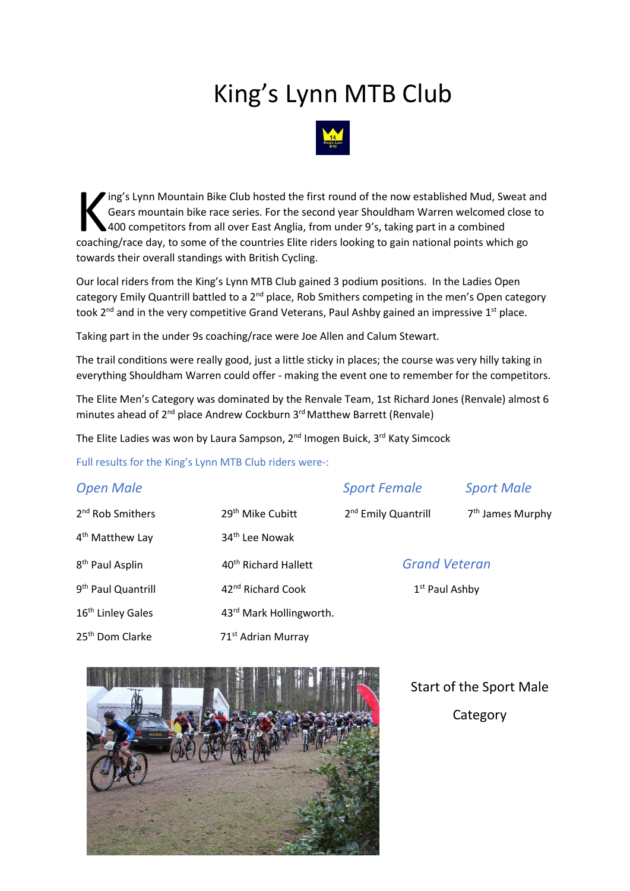# King’s Lynn MTB Club

King’s Lynn Mountain Bike Club hosted the first round of the now established Mud, Sweat and Gears mountain bike race series. For the second year Shouldham Warren welcomed close to 400 competitors from all over East Anglia, from under 9’s, taking part in a combined coaching/race day, to some of the countries Elite riders looking to gain national points which go towards their overall standings with British Cycling.

Our local riders from the King’s Lynn MTB Club gained 3 podium positions. In the Ladies Open category Emily Quantrill battled to a 2nd place, Rob Smithers competing in the men’s Open category took 2nd and in the very competitive Grand Veterans, Paul Ashby gained an impressive 1st place.

Taking part in the under 9s coaching/race were Joe Allen and Calum Stewart.

The trail conditions were really good, just a little sticky in places; the course was very hilly taking in everything Shouldham Warren could offer - making the event one to remember for the competitors.

The Elite Men’s Category was dominated by the Renvale Team, 1st Richard Jones (Renvale) almost 6 minutes ahead of 2nd place Andrew Cockburn 3rd Matthew Barrett (Renvale)

The Elite Ladies was won by Laura Sampson, 2nd Imogen Buick, 3rd Katy Simcock

Full results for the King’s Lynn MTB Club riders were-:

### *Open Male*

- 2nd Rob Smithers
- 4th Matthew Lay
- 8th Paul Asplin
- 9th Paul Quantrill
- 16th Linley Gales
- 25th Dom Clarke
- 29th Mike Cubitt
- 34th Lee Nowak
- 40th Richard Hallett
- 42nd Richard Cook
- 43rd Mark Hollingworth.
- 71st Adrian Murray

### *Sport Female*

- 2nd Emily Quantrill

### *Sport Male*

- 7th James Murphy

### *Grand Veteran*

- 1st Paul Ashby

Start of the Sport Male Category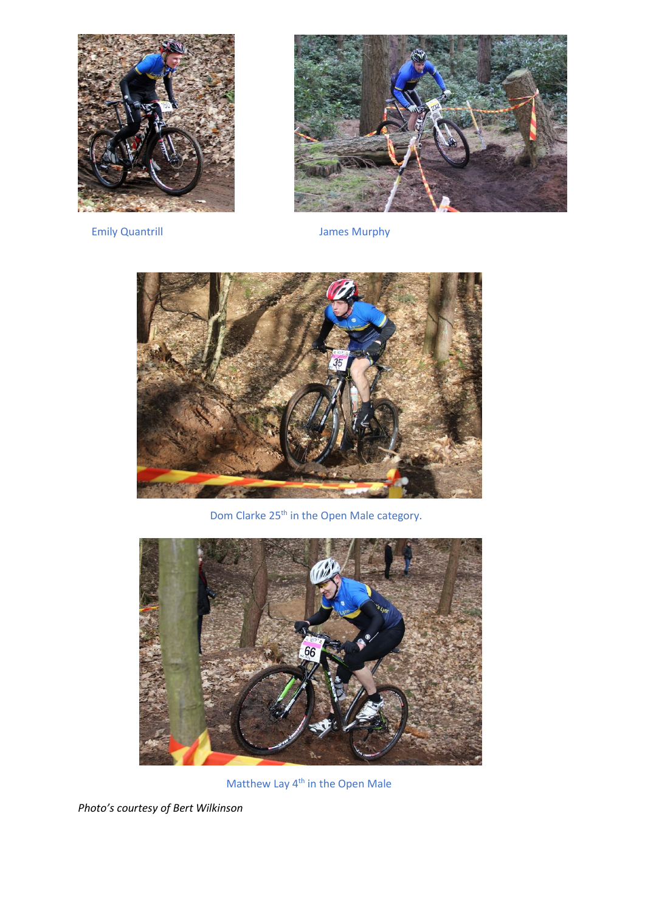Emily Quantrill

James Murphy

Dom Clarke 25th in the Open Male category.

Matthew Lay 4th in the Open Male

*Photo's courtesy of Bert Wilkinson*